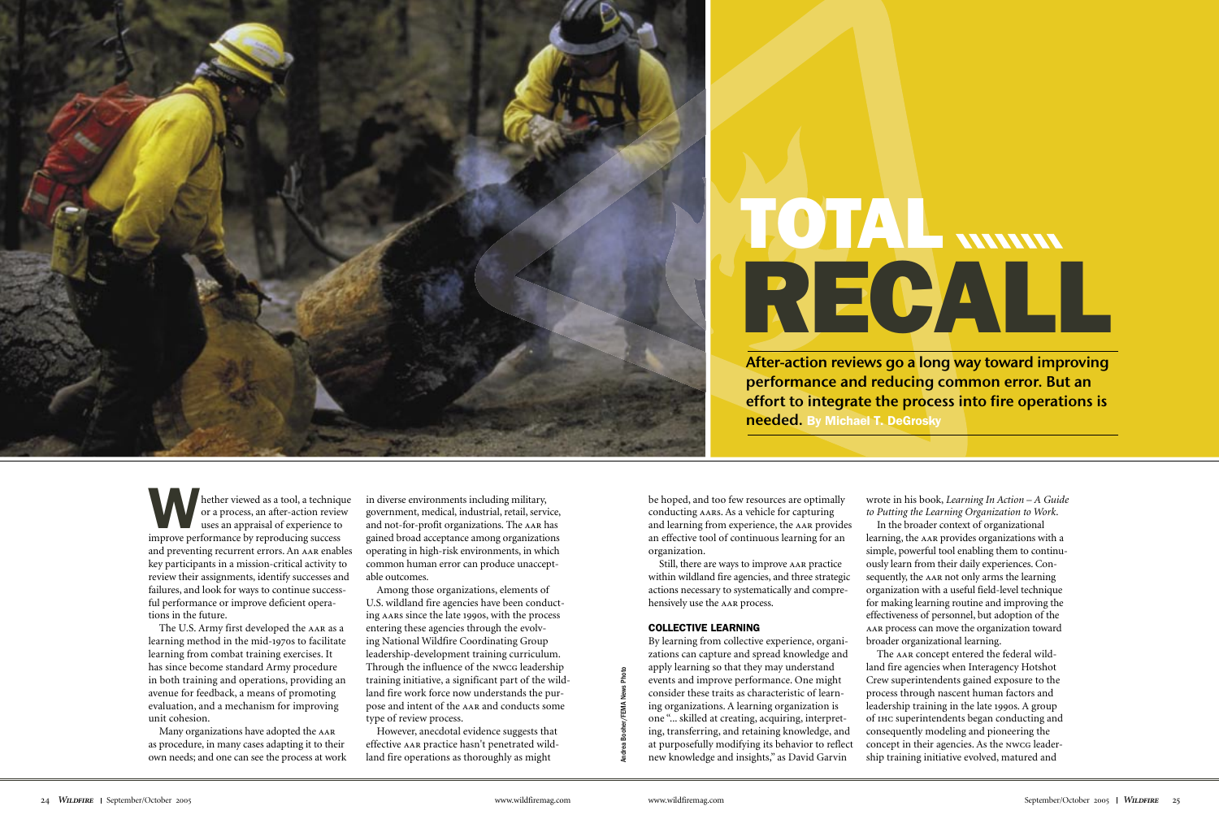# TOTAL RECALL

**After-action reviews go a long way toward improving performance and reducing common error. But an effort to integrate the process into fire operations is needed.** By Michael T. DeGrosky

Whether viewed as a tool, a technique or a process, an after-action review uses an appraisal of experience to improve performance by reproducing success and preventing recurrent errors. An AAR enables key participants in a mission-critical activity to review their assignments, identify successes and failures, and look for ways to continue successful performance or improve deficient operations in the future.

The U.S. Army first developed the AAR as a learning method in the mid-1970s to facilitate learning from combat training exercises. It has since become standard Army procedure in both training and operations, providing an avenue for feedback, a means of promoting evaluation, and a mechanism for improving unit cohesion.

Many organizations have adopted the AAR as procedure, in many cases adapting it to their own needs; and one can see the process at work in diverse environments including military, government, medical, industrial, retail, service, and not-for-profit organizations. The AAR has gained broad acceptance among organizations operating in high-risk environments, in which common human error can produce unacceptable outcomes.

Among those organizations, elements of U.S. wildland fire agencies have been conducting AARs since the late 1990s, with the process entering these agencies through the evolving National Wildfire Coordinating Group leadership-development training curriculum. Through the influence of the NWCG leadership training initiative, a significant part of the wildland fire work force now understands the purpose and intent of the AAR and conducts some type of review process.

However, anecdotal evidence suggests that effective AAR practice hasn't penetrated wildland fire operations as thoroughly as might be hoped, and too few resources are optimally conducting AARs. As a vehicle for capturing and learning from experience, the AAR provides an effective tool of continuous learning for an organization.

Still, there are ways to improve AAR practice within wildland fire agencies, and three strategic actions necessary to systematically and comprehensively use the AAR process.

Andrea Booher/FEMA News Photo

## COLLECTIVE LEARNING

By learning from collective experience, organizations can capture and spread knowledge and apply learning so that they may understand events and improve performance. One might consider these traits as characteristic of learning organizations. A learning organization is one "... skilled at creating, acquiring, interpreting, transferring, and retaining knowledge, and at purposefully modifying its behavior to reflect new knowledge and insights," as David Garvin wrote in his book, *Learning In Action – A Guide to Putting the Learning Organization to Work*.

In the broader context of organizational learning, the AAR provides organizations with a simple, powerful tool enabling them to continuously learn from their daily experiences. Consequently, the AAR not only arms the learning organization with a useful field-level technique for making learning routine and improving the effectiveness of personnel, but adoption of the AAR process can move the organization toward broader organizational learning.

The AAR concept entered the federal wildland fire agencies when Interagency Hotshot Crew superintendents gained exposure to the process through nascent human factors and leadership training in the late 1990s. A group of IHC superintendents began conducting and consequently modeling and pioneering the concept in their agencies. As the NWCG leadership training initiative evolved, matured and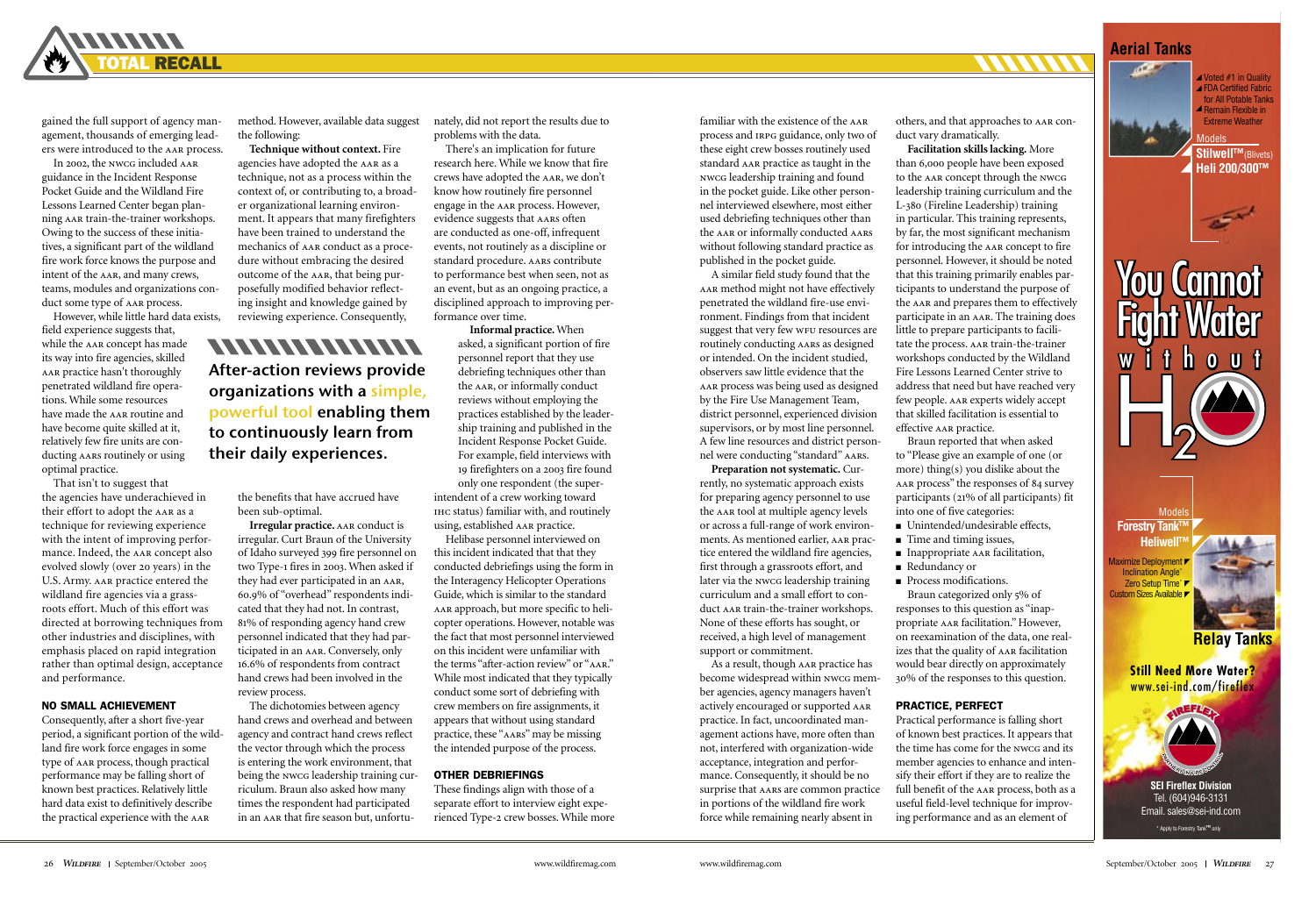gained the full support of agency management, thousands of emerging leaders were introduced to the AAR process.

In 2002, the NWCG included AAR guidance in the Incident Response Pocket Guide and the Wildland Fire Lessons Learned Center began planning AAR train-the-trainer workshops. Owing to the success of these initiatives, a significant part of the wildland fire work force knows the purpose and intent of the AAR, and many crews, teams, modules and organizations conduct some type of AAR process.

However, while little hard data exists, field experience suggests that, while the AAR concept has made its way into fire agencies, skilled AAR practice hasn't thoroughly penetrated wildland fire operations. While some resources have made the AAR routine and have become quite skilled at it, relatively few fire units are conducting AARs routinely or using optimal practice.

That isn't to suggest that the agencies have underachieved in their effort to adopt the AAR as a technique for reviewing experience with the intent of improving performance. Indeed, the AAR concept also evolved slowly (over 20 years) in the U.S. Army. AAR practice entered the wildland fire agencies via a grassroots effort. Much of this effort was directed at borrowing techniques from other industries and disciplines, with emphasis placed on rapid integration rather than optimal design, acceptance and performance.

### NO SMALL ACHIEVEMENT

Consequently, after a short five-year period, a significant portion of the wildland fire work force engages in some type of AAR process, though practical performance may be falling short of known best practices. Relatively little hard data exist to definitively describe the practical experience with the AAR method. However, available data suggest the following:

**Technique without context.** Fire agencies have adopted the AAR as a technique, not as a process within the context of, or contributing to, a broader organizational learning environment. It appears that many firefighters have been trained to understand the mechanics of AAR conduct as a procedure without embracing the desired outcome of the AAR, that being purposefully modified behavior reflecting insight and knowledge gained by reviewing experience. Consequently, the benefits that have accrued have been sub-optimal.

**After-action reviews provide organizations with a simple, powerful tool enabling them to continuously learn from their daily experiences.**

**Irregular practice.** AAR conduct is irregular. Curt Braun of the University of Idaho surveyed 399 fire personnel on two Type-1 fires in 2003. When asked if they had ever participated in an AAR, 60.9% of "overhead" respondents indicated that they had not. In contrast, 81% of responding agency hand crew personnel indicated that they had participated in an AAR. Conversely, only 16.6% of respondents from contract hand crews had been involved in the review process.

The dichotomies between agency hand crews and overhead and between agency and contract hand crews reflect the vector through which the process is entering the work environment, that being the NWCG leadership training curriculum. Braun also asked how many times the respondent had participated in an AAR that fire season but, unfortunately, did not report the results due to problems with the data.

There's an implication for future research here. While we know that fire crews have adopted the AAR, we don't know how routinely fire personnel engage in the AAR process. However, evidence suggests that AARs often are conducted as one-off, infrequent events, not routinely as a discipline or standard procedure. AARs contribute to performance best when seen, not as an event, but as an ongoing practice, a disciplined approach to improving performance over time.

**Informal practice.** When asked, a significant portion of fire personnel report that they use debriefing techniques other than the AAR, or informally conduct reviews without employing the practices established by the leadership training and published in the Incident Response Pocket Guide. For example, field interviews with 19 firefighters on a 2003 fire found only one respondent (the superintendent of a crew working toward IHC status) familiar with, and routinely using, established AAR practice.

Helibase personnel interviewed on this incident indicated that that they conducted debriefings using the form in the Interagency Helicopter Operations Guide, which is similar to the standard AAR approach, but more specific to helicopter operations. However, notable was the fact that most personnel interviewed on this incident were unfamiliar with the terms "after-action review" or "AAR." While most indicated that they typically conduct some sort of debriefing with crew members on fire assignments, it appears that without using standard practice, these "AARs" may be missing the intended purpose of the process.

### OTHER DEBRIEFINGS

These findings align with those of a separate effort to interview eight experienced Type-2 crew bosses. While more familiar with the existence of the AAR process and IRPG guidance, only two of these eight crew bosses routinely used standard AAR practice as taught in the NWCG leadership training and found in the pocket guide. Like other personnel interviewed elsewhere, most either used debriefing techniques other than the AAR or informally conducted AARs without following standard practice as published in the pocket guide.

A similar field study found that the AAR method might not have effectively penetrated the wildland fire-use environment. Findings from that incident suggest that very few WFU resources are routinely conducting AARs as designed or intended. On the incident studied, observers saw little evidence that the AAR process was being used as designed by the Fire Use Management Team, district personnel, experienced division supervisors, or by most line personnel. A few line resources and district personnel were conducting "standard" AARs.

**Preparation not systematic.** Currently, no systematic approach exists for preparing agency personnel to use the AAR tool at multiple agency levels or across a full-range of work environments. As mentioned earlier, AAR practice entered the wildland fire agencies, first through a grassroots effort, and later via the NWCG leadership training curriculum and a small effort to conduct AAR train-the-trainer workshops. None of these efforts has sought, or received, a high level of management support or commitment.

As a result, though AAR practice has become widespread within NWCG member agencies, agency managers haven't actively encouraged or supported AAR practice. In fact, uncoordinated management actions have, more often than not, interfered with organization-wide acceptance, integration and performance. Consequently, it should be no surprise that AARs are common practice in portions of the wildland fire work force while remaining nearly absent in others, and that approaches to AAR conduct vary dramatically.

**Facilitation skills lacking.** More than 6,000 people have been exposed to the AAR concept through the NWCG leadership training curriculum and the L-380 (Fireline Leadership) training in particular. This training represents, by far, the most significant mechanism for introducing the AAR concept to fire personnel. However, it should be noted that this training primarily enables participants to understand the purpose of the AAR and prepares them to effectively participate in an AAR. The training does little to prepare participants to facilitate the process. AAR train-the-trainer workshops conducted by the Wildland Fire Lessons Learned Center strive to address that need but have reached very few people. AAR experts widely accept that skilled facilitation is essential to effective AAR practice.

Braun reported that when asked to "Please give an example of one (or more) thing(s) you dislike about the AAR process" the responses of 84 survey participants (21% of all participants) fit into one of five categories:

- Unintended/undesirable effects,
- Time and timing issues,
- Inappropriate AAR facilitation,
- Redundancy or
- Process modifications.

Braun categorized only 5% of responses to this question as "inappropriate AAR facilitation." However, on reexamination of the data, one realizes that the quality of AAR facilitation would bear directly on approximately 30% of the responses to this question.

### PRACTICE, PERFECT

Practical performance is falling short of known best practices. It appears that the time has come for the NWCG and its member agencies to enhance and intensify their effort if they are to realize the full benefit of the AAR process, both as a useful field-level technique for improving performance and as an element of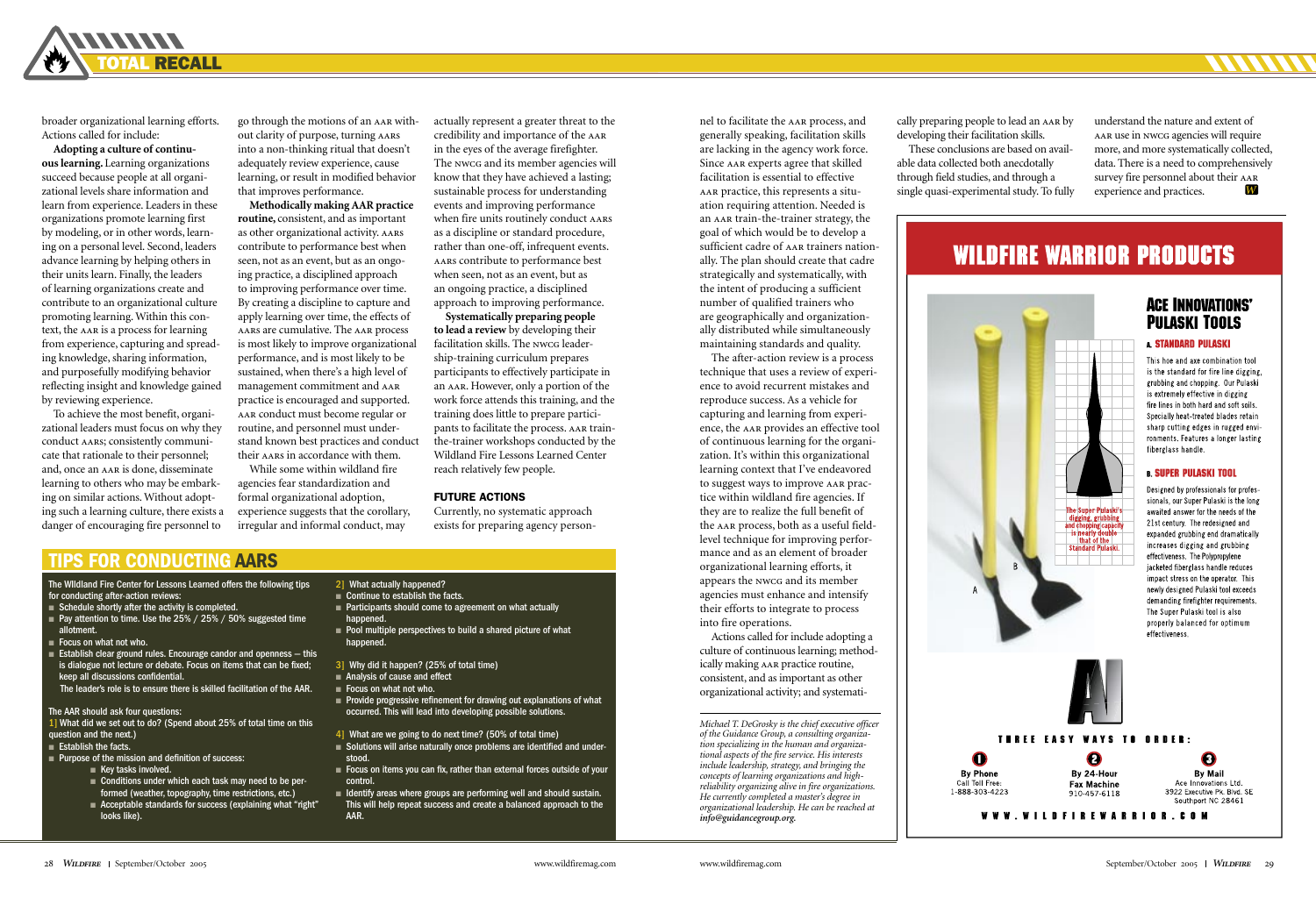broader organizational learning efforts. Actions called for include:

**Adopting a culture of continuous learning.** Learning organizations succeed because people at all organizational levels share information and learn from experience. Leaders in these organizations promote learning first by modeling, or in other words, learning on a personal level. Second, leaders advance learning by helping others in their units learn. Finally, the leaders of learning organizations create and contribute to an organizational culture promoting learning. Within this context, the AAR is a process for learning from experience, capturing and spreading knowledge, sharing information, and purposefully modifying behavior reflecting insight and knowledge gained by reviewing experience.

To achieve the most benefit, organizational leaders must focus on why they conduct AARs; consistently communicate that rationale to their personnel; and, once an AAR is done, disseminate learning to others who may be embarking on similar actions. Without adopting such a learning culture, there exists a danger of encouraging fire personnel to go through the motions of an AAR without clarity of purpose, turning AARs into a non-thinking ritual that doesn't adequately review experience, cause learning, or result in modified behavior that improves performance.

**Methodically making AAR practice routine,** consistent, and as important as other organizational activity. AARs contribute to performance best when seen, not as an event, but as an ongoing practice, a disciplined approach to improving performance over time. By creating a discipline to capture and apply learning over time, the effects of AARs are cumulative. The AAR process is most likely to improve organizational performance, and is most likely to be sustained, when there's a high level of management commitment and AAR practice is encouraged and supported. AAR conduct must become regular or routine, and personnel must understand known best practices and conduct their AARs in accordance with them.

While some within wildland fire agencies fear standardization and formal organizational adoption, experience suggests that the corollary, irregular and informal conduct, may actually represent a greater threat to the credibility and importance of the AAR in the eyes of the average firefighter. The NWCG and its member agencies will know that they have achieved a lasting; sustainable process for understanding events and improving performance when fire units routinely conduct AARs as a discipline or standard procedure, rather than one-off, infrequent events. AARs contribute to performance best when seen, not as an event, but as an ongoing practice, a disciplined approach to improving performance.

**Systematically preparing people to lead a review** by developing their facilitation skills. The NWCG leadership-training curriculum prepares participants to effectively participate in an AAR. However, only a portion of the work force attends this training, and the training does little to prepare participants to facilitate the process. AAR train-the-trainer workshops conducted by the Wildland Fire Lessons Learned Center reach relatively few people.

### FUTURE ACTIONS

Currently, no systematic approach exists for preparing agency personnel to facilitate the AAR process, and generally speaking, facilitation skills are lacking in the agency work force. Since AAR experts agree that skilled facilitation is essential to effective AAR practice, this represents a situation requiring attention. Needed is an AAR train-the-trainer strategy, the goal of which would be to develop a sufficient cadre of AAR trainers nationally. The plan should create that cadre strategically and systematically, with the intent of producing a sufficient number of qualified trainers who are geographically and organizationally distributed while simultaneously maintaining standards and quality.

The after-action review is a process technique that uses a review of experience to avoid recurrent mistakes and reproduce success. As a vehicle for capturing and learning from experience, the AAR provides an effective tool of continuous learning for the organization. It's within this organizational learning context that I've endeavored to suggest ways to improve AAR practice within wildland fire agencies. If they are to realize the full benefit of the AAR process, both as a useful field-level technique for improving performance and as an element of broader organizational learning efforts, it appears the NWCG and its member agencies must enhance and intensify their efforts to integrate to process into fire operations.

Actions called for include adopting a culture of continuous learning; methodically making AAR practice routine, consistent, and as important as other organizational activity; and systematically preparing people to lead an AAR by developing their facilitation skills.

These conclusions are based on available data collected both anecdotally through field studies, and through a single quasi-experimental study. To fully understand the nature and extent of AAR use in NWCG agencies will require more, and more systematically collected, data. There is a need to comprehensively survey fire personnel about their AAR experience and practices.

*Michael T. DeGrosky is the chief executive officer of the Guidance Group, a consulting organization specializing in the human and organizational aspects of the fire service. His interests include leadership, strategy, and bringing the concepts of learning organizations and high-reliability organizing alive in fire organizations. He currently completed a master's degree in organizational leadership. He can be reached at **info@guidancegroup.org**.*

## TIPS FOR CONDUCTING AARS

The Wildland Fire Center for Lessons Learned offers the following tips for conducting after-action reviews:

- Schedule shortly after the activity is completed.
- Pay attention to time. Use the 25% / 25% / 50% suggested time allotment.
- Focus on what not who.
- Establish clear ground rules. Encourage candor and openness — this is dialogue not lecture or debate. Focus on items that can be fixed; keep all discussions confidential.

The leader's role is to ensure there is skilled facilitation of the AAR.

The AAR should ask four questions:

1] What did we set out to do? (Spend about 25% of total time on this question and the next.)

- Establish the facts.
- Purpose of the mission and definition of success:
  - Key tasks involved.
  - Conditions under which each task may need to be performed (weather, topography, time restrictions, etc.)
  - Acceptable standards for success (explaining what "right" looks like).

2] What actually happened?

- Continue to establish the facts.
- Participants should come to agreement on what actually happened.
- Pool multiple perspectives to build a shared picture of what happened.

3] Why did it happen? (25% of total time)

- Analysis of cause and effect
- Focus on what not who.
- Provide progressive refinement for drawing out explanations of what occurred. This will lead into developing possible solutions.

4] What are we going to do next time? (50% of total time)

- Solutions will arise naturally once problems are identified and understood.
- Focus on items you can fix, rather than external forces outside of your control.
- Identify areas where groups are performing well and should sustain. This will help repeat success and create a balanced approach to the AAR.

## WILDFIRE WARRIOR PRODUCTS

### ACE INNOVATIONS' PULASKI TOOLS

**A. STANDARD PULASKI**

This hoe and axe combination tool is the standard for fire line digging, grubbing and chopping. Our Pulaski is extremely effective in digging fire lines in both hard and soft soils. Specially heat-treated blades retain sharp cutting edges in rugged environments. Features a longer lasting fiberglass handle.

**B. SUPER PULASKI TOOL**

Designed by professionals for professionals, our Super Pulaski is the long awaited answer for the needs of the 21st century. The redesigned and expanded grubbing end dramatically increases digging and grubbing effectiveness. The Polypropylene jacketed fiberglass handle reduces impact stress on the operator. This newly designed Pulaski tool exceeds demanding firefighter requirements. The Super Pulaski tool is also properly balanced for optimum effectiveness.

The Super Pulaski's digging, grubbing and chopping capacity is nearly double that of the Standard Pulaski.

A

B

THREE EASY WAYS TO ORDER:

1 By Phone Call Toll Free: 1-888-303-4223

2 By 24-Hour Fax Machine 910-457-6118

3 By Mail Ace Innovations Ltd. 3922 Executive Pk. Blvd. SE Southport NC 28461

WWW.WILDFIREWARRIOR.COM